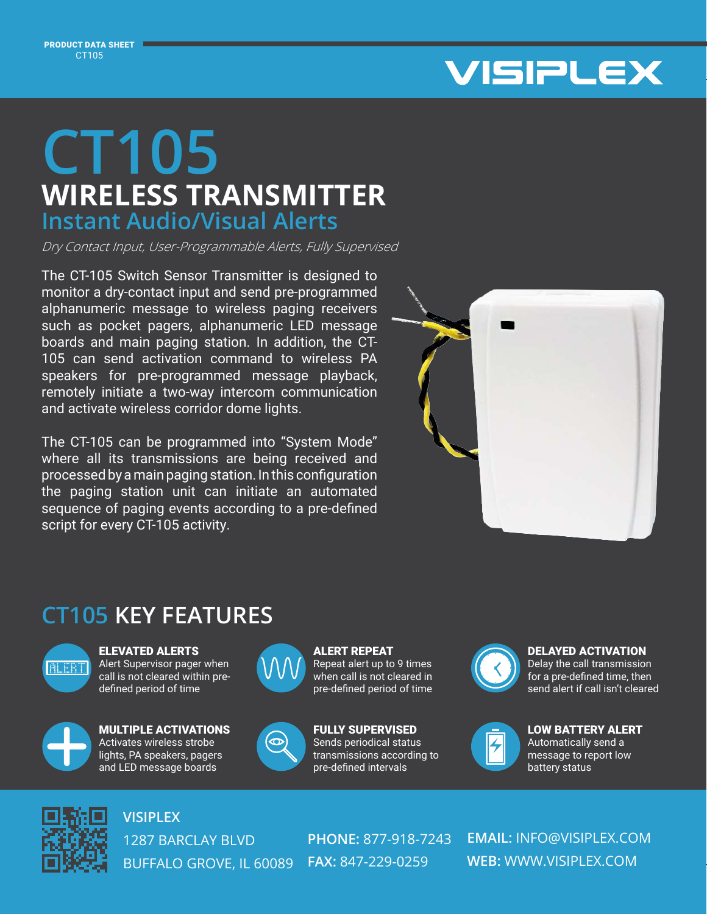PRODUCT DATA SHEET
CT105

VISIPLEX

# CT105

## WIRELESS TRANSMITTER

### Instant Audio/Visual Alerts

*Dry Contact Input, User-Programmable Alerts, Fully Supervised*

The CT-105 Switch Sensor Transmitter is designed to monitor a dry-contact input and send pre-programmed alphanumeric message to wireless paging receivers such as pocket pagers, alphanumeric LED message boards and main paging station. In addition, the CT-105 can send activation command to wireless PA speakers for pre-programmed message playback, remotely initiate a two-way intercom communication and activate wireless corridor dome lights.

The CT-105 can be programmed into "System Mode" where all its transmissions are being received and processed by a main paging station. In this configuration the paging station unit can initiate an automated sequence of paging events according to a pre-defined script for every CT-105 activity.

## CT105 KEY FEATURES

**ELEVATED ALERTS**
Alert Supervisor pager when call is not cleared within pre-defined period of time

**ALERT REPEAT**
Repeat alert up to 9 times when call is not cleared in pre-defined period of time

**DELAYED ACTIVATION**
Delay the call transmission for a pre-defined time, then send alert if call isn't cleared

**MULTIPLE ACTIVATIONS**
Activates wireless strobe lights, PA speakers, pagers and LED message boards

**FULLY SUPERVISED**
Sends periodical status transmissions according to pre-defined intervals

**LOW BATTERY ALERT**
Automatically send a message to report low battery status

**VISIPLEX**
1287 BARCLAY BLVD
BUFFALO GROVE, IL 60089

**PHONE:** 877-918-7243
**FAX:** 847-229-0259

**EMAIL:** INFO@VISIPLEX.COM
**WEB:** WWW.VISIPLEX.COM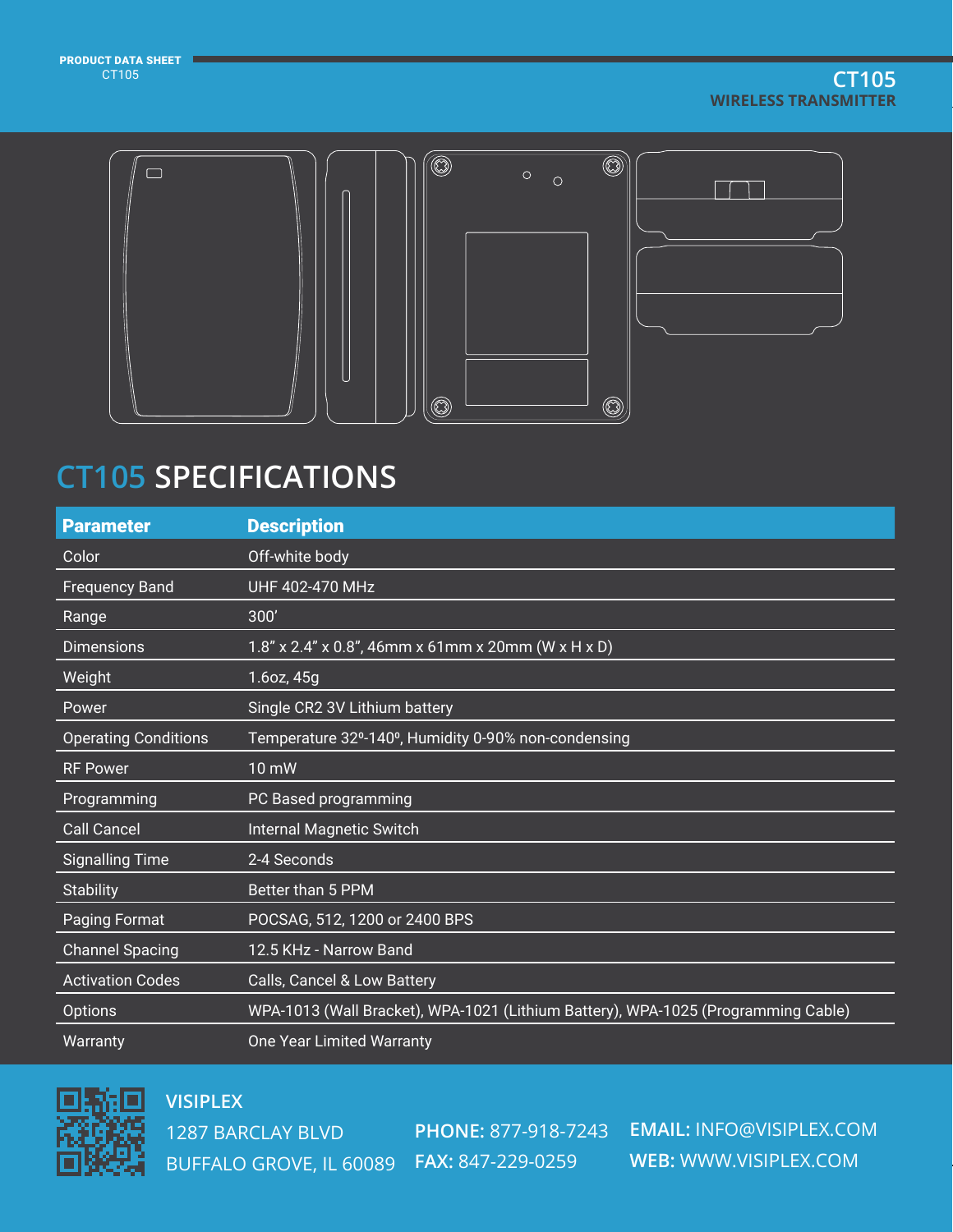PRODUCT DATA SHEET
CT105

# CT105
## WIRELESS TRANSMITTER

## CT105 SPECIFICATIONS

| Parameter | Description |
|---|---|
| Color | Off-white body |
| Frequency Band | UHF 402-470 MHz |
| Range | 300’ |
| Dimensions | 1.8” x 2.4” x 0.8”, 46mm x 61mm x 20mm (W x H x D) |
| Weight | 1.6oz, 45g |
| Power | Single CR2 3V Lithium battery |
| Operating Conditions | Temperature 32º-140º, Humidity 0-90% non-condensing |
| RF Power | 10 mW |
| Programming | PC Based programming |
| Call Cancel | Internal Magnetic Switch |
| Signalling Time | 2-4 Seconds |
| Stability | Better than 5 PPM |
| Paging Format | POCSAG, 512, 1200 or 2400 BPS |
| Channel Spacing | 12.5 KHz - Narrow Band |
| Activation Codes | Calls, Cancel & Low Battery |
| Options | WPA-1013 (Wall Bracket), WPA-1021 (Lithium Battery), WPA-1025 (Programming Cable) |
| Warranty | One Year Limited Warranty |

**VISIPLEX**
1287 BARCLAY BLVD
BUFFALO GROVE, IL 60089

**PHONE:** 877-918-7243
**FAX:** 847-229-0259

**EMAIL:** INFO@VISIPLEX.COM
**WEB:** WWW.VISIPLEX.COM